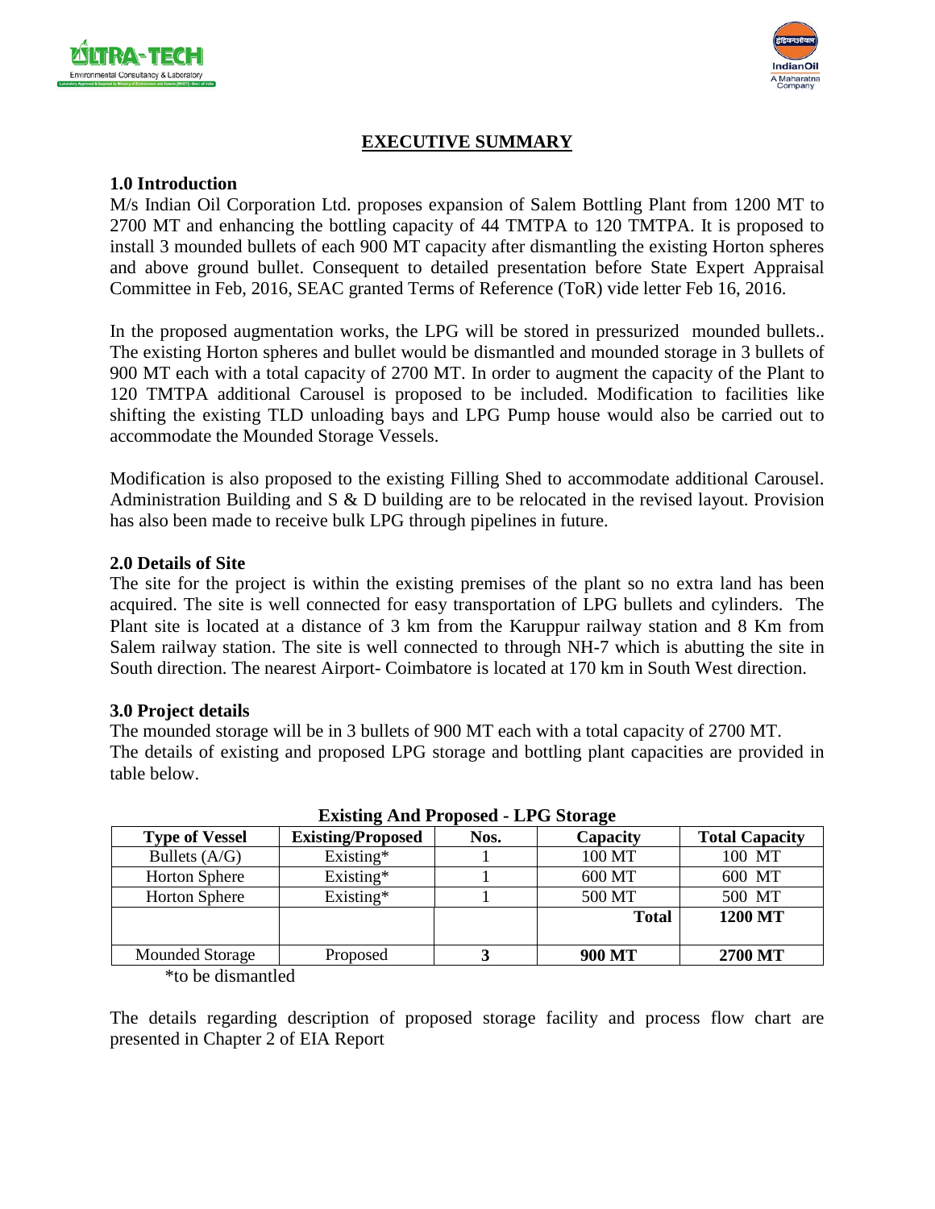# EXECUTIVE SUMMARY

## 1.0 Introduction

M/s Indian Oil Corporation Ltd. proposes expansion of Salem Bottling Plant from 1200 MT to 2700 MT and enhancing the bottling capacity of 44 TMTPA to 120 TMTPA. It is proposed to install 3 mounded bullets of each 900 MT capacity after dismantling the existing Horton spheres and above ground bullet. Consequent to detailed presentation before State Expert Appraisal Committee in Feb, 2016, SEAC granted Terms of Reference (ToR) vide letter Feb 16, 2016.

In the proposed augmentation works, the LPG will be stored in pressurized mounded bullets.. The existing Horton spheres and bullet would be dismantled and mounded storage in 3 bullets of 900 MT each with a total capacity of 2700 MT. In order to augment the capacity of the Plant to 120 TMTPA additional Carousel is proposed to be included. Modification to facilities like shifting the existing TLD unloading bays and LPG Pump house would also be carried out to accommodate the Mounded Storage Vessels.

Modification is also proposed to the existing Filling Shed to accommodate additional Carousel. Administration Building and S & D building are to be relocated in the revised layout. Provision has also been made to receive bulk LPG through pipelines in future.

## 2.0 Details of Site

The site for the project is within the existing premises of the plant so no extra land has been acquired. The site is well connected for easy transportation of LPG bullets and cylinders. The Plant site is located at a distance of 3 km from the Karuppur railway station and 8 Km from Salem railway station. The site is well connected to through NH-7 which is abutting the site in South direction. The nearest Airport- Coimbatore is located at 170 km in South West direction.

## 3.0 Project details

The mounded storage will be in 3 bullets of 900 MT each with a total capacity of 2700 MT.
The details of existing and proposed LPG storage and bottling plant capacities are provided in table below.

**Existing And Proposed - LPG Storage**

| Type of Vessel | Existing/Proposed | Nos. | Capacity | Total Capacity |
|---|---|---|---|---|
| Bullets (A/G) | Existing* | 1 | 100 MT | 100 MT |
| Horton Sphere | Existing* | 1 | 600 MT | 600 MT |
| Horton Sphere | Existing* | 1 | 500 MT | 500 MT |
| | | | **Total** | **1200 MT** |
| Mounded Storage | Proposed | **3** | **900 MT** | **2700 MT** |

*to be dismantled

The details regarding description of proposed storage facility and process flow chart are presented in Chapter 2 of EIA Report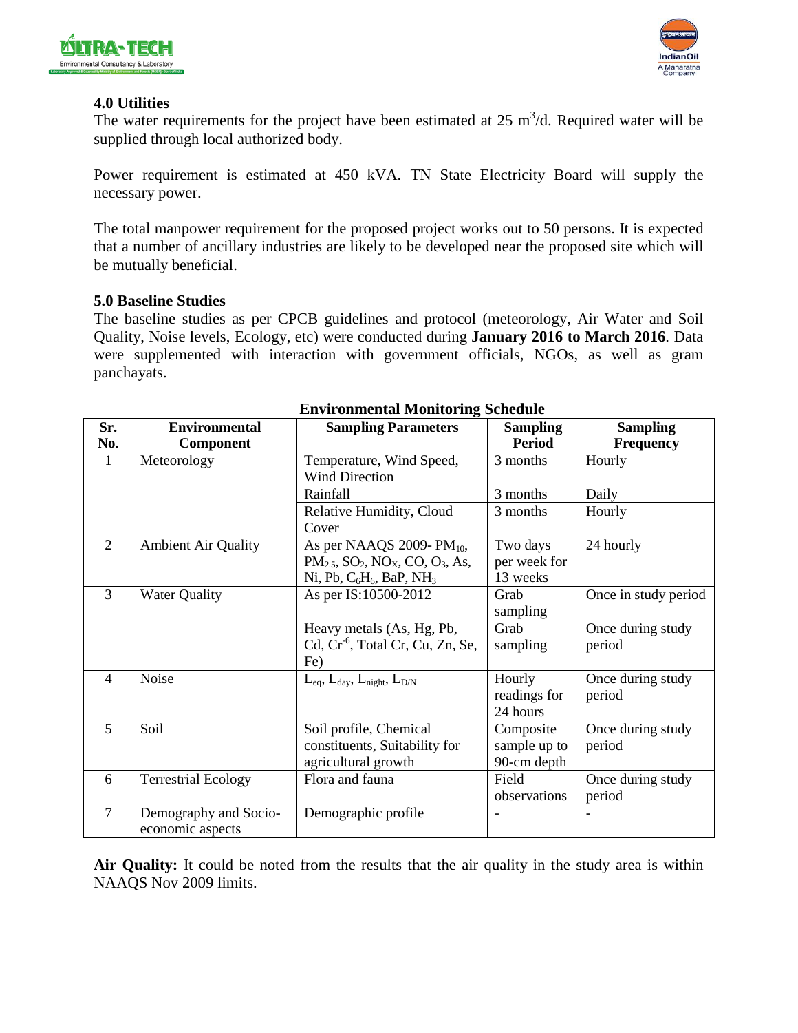### 4.0 Utilities

The water requirements for the project have been estimated at 25 $m^3$/d. Required water will be supplied through local authorized body.

Power requirement is estimated at 450 kVA. TN State Electricity Board will supply the necessary power.

The total manpower requirement for the proposed project works out to 50 persons. It is expected that a number of ancillary industries are likely to be developed near the proposed site which will be mutually beneficial.

### 5.0 Baseline Studies

The baseline studies as per CPCB guidelines and protocol (meteorology, Air Water and Soil Quality, Noise levels, Ecology, etc) were conducted during **January 2016 to March 2016**. Data were supplemented with interaction with government officials, NGOs, as well as gram panchayats.

**Environmental Monitoring Schedule**

| Sr. No. | Environmental Component | Sampling Parameters | Sampling Period | Sampling Frequency |
|---|---|---|---|---|
| 1 | Meteorology | Temperature, Wind Speed, Wind Direction | 3 months | Hourly |
| | | Rainfall | 3 months | Daily |
| | | Relative Humidity, Cloud Cover | 3 months | Hourly |
| 2 | Ambient Air Quality | As per NAAQS 2009- $PM_{10}$, $PM_{2.5}$, $SO_2$, $NO_X$, CO, $O_3$, As, Ni, Pb, $C_6H_6$, BaP, $NH_3$ | Two days per week for 13 weeks | 24 hourly |
| 3 | Water Quality | As per IS:10500-2012 | Grab sampling | Once in study period |
| | | Heavy metals (As, Hg, Pb, Cd, $Cr^{-6}$, Total Cr, Cu, Zn, Se, Fe) | Grab sampling | Once during study period |
| 4 | Noise | $L_{eq}$, $L_{day}$, $L_{night}$, $L_{D/N}$ | Hourly readings for 24 hours | Once during study period |
| 5 | Soil | Soil profile, Chemical constituents, Suitability for agricultural growth | Composite sample up to 90-cm depth | Once during study period |
| 6 | Terrestrial Ecology | Flora and fauna | Field observations | Once during study period |
| 7 | Demography and Socio-economic aspects | Demographic profile | - | - |

**Air Quality:** It could be noted from the results that the air quality in the study area is within NAAQS Nov 2009 limits.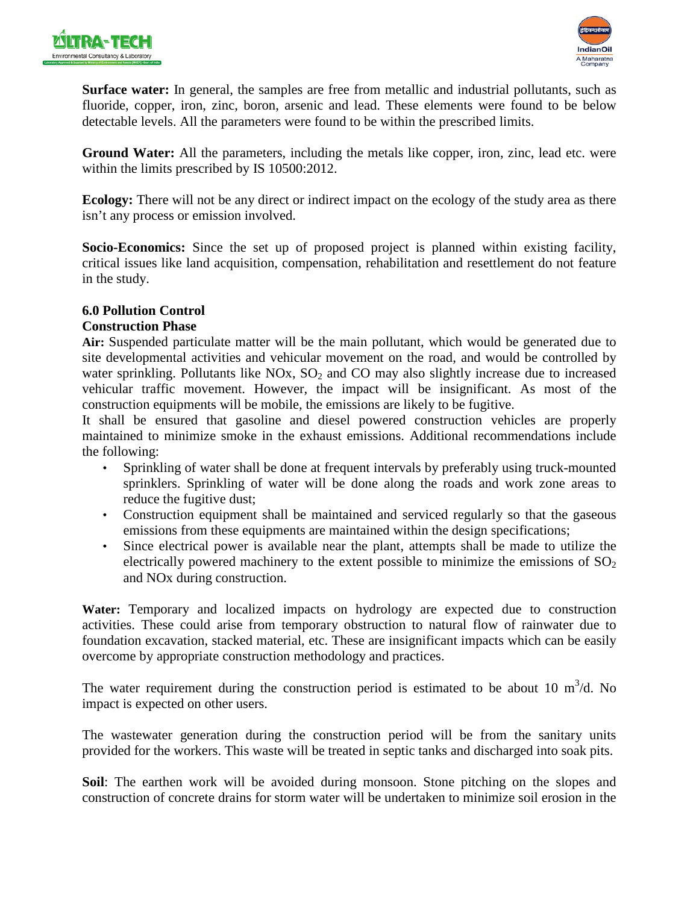**Surface water:** In general, the samples are free from metallic and industrial pollutants, such as fluoride, copper, iron, zinc, boron, arsenic and lead. These elements were found to be below detectable levels. All the parameters were found to be within the prescribed limits.

**Ground Water:** All the parameters, including the metals like copper, iron, zinc, lead etc. were within the limits prescribed by IS 10500:2012.

**Ecology:** There will not be any direct or indirect impact on the ecology of the study area as there isn't any process or emission involved.

**Socio-Economics:** Since the set up of proposed project is planned within existing facility, critical issues like land acquisition, compensation, rehabilitation and resettlement do not feature in the study.

## 6.0 Pollution Control

### Construction Phase

**Air:** Suspended particulate matter will be the main pollutant, which would be generated due to site developmental activities and vehicular movement on the road, and would be controlled by water sprinkling. Pollutants like NOx, $SO_2$ and CO may also slightly increase due to increased vehicular traffic movement. However, the impact will be insignificant. As most of the construction equipments will be mobile, the emissions are likely to be fugitive.

It shall be ensured that gasoline and diesel powered construction vehicles are properly maintained to minimize smoke in the exhaust emissions. Additional recommendations include the following:

- Sprinkling of water shall be done at frequent intervals by preferably using truck-mounted sprinklers. Sprinkling of water will be done along the roads and work zone areas to reduce the fugitive dust;
- Construction equipment shall be maintained and serviced regularly so that the gaseous emissions from these equipments are maintained within the design specifications;
- Since electrical power is available near the plant, attempts shall be made to utilize the electrically powered machinery to the extent possible to minimize the emissions of $SO_2$ and NOx during construction.

**Water:** Temporary and localized impacts on hydrology are expected due to construction activities. These could arise from temporary obstruction to natural flow of rainwater due to foundation excavation, stacked material, etc. These are insignificant impacts which can be easily overcome by appropriate construction methodology and practices.

The water requirement during the construction period is estimated to be about 10 $m^3$/d. No impact is expected on other users.

The wastewater generation during the construction period will be from the sanitary units provided for the workers. This waste will be treated in septic tanks and discharged into soak pits.

**Soil**: The earthen work will be avoided during monsoon. Stone pitching on the slopes and construction of concrete drains for storm water will be undertaken to minimize soil erosion in the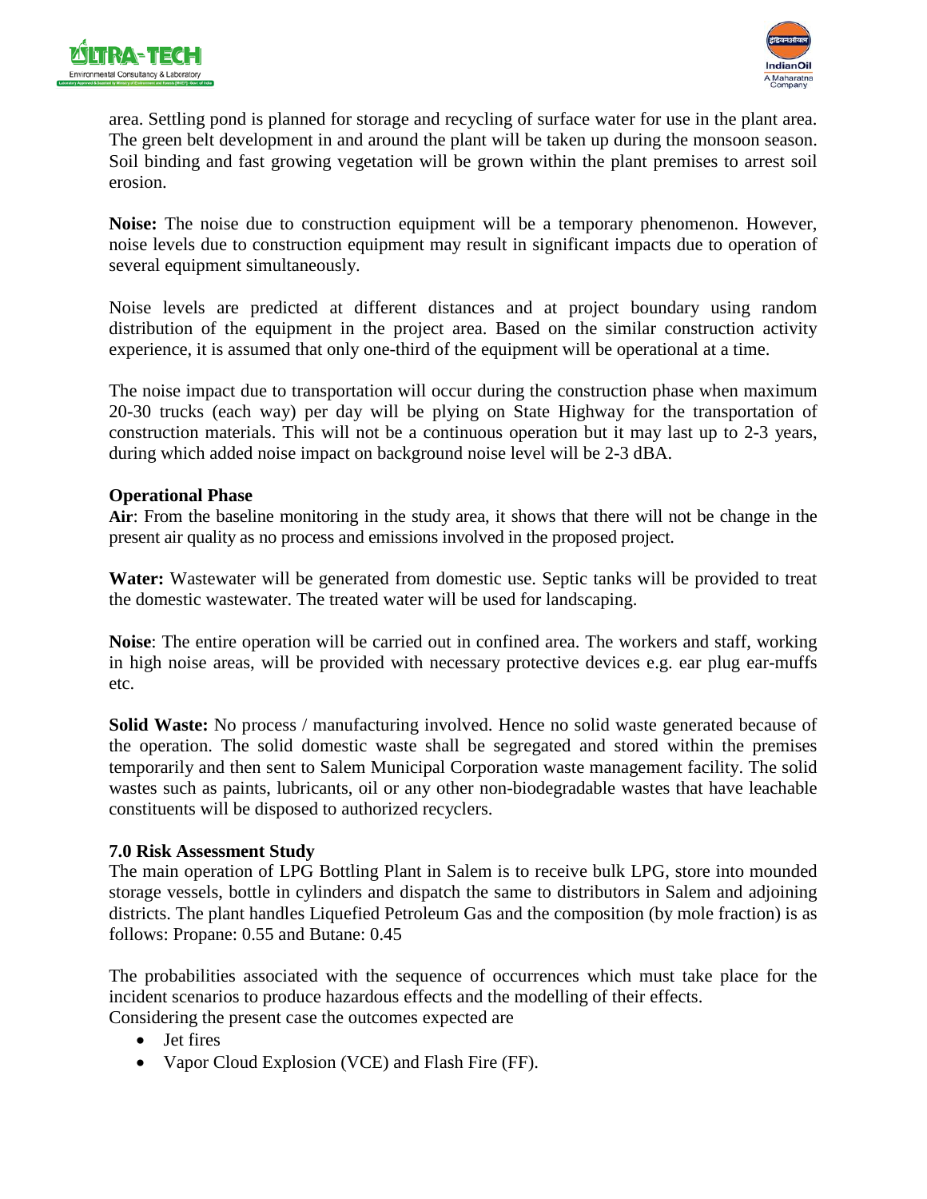area. Settling pond is planned for storage and recycling of surface water for use in the plant area. The green belt development in and around the plant will be taken up during the monsoon season. Soil binding and fast growing vegetation will be grown within the plant premises to arrest soil erosion.

**Noise:** The noise due to construction equipment will be a temporary phenomenon. However, noise levels due to construction equipment may result in significant impacts due to operation of several equipment simultaneously.

Noise levels are predicted at different distances and at project boundary using random distribution of the equipment in the project area. Based on the similar construction activity experience, it is assumed that only one-third of the equipment will be operational at a time.

The noise impact due to transportation will occur during the construction phase when maximum 20-30 trucks (each way) per day will be plying on State Highway for the transportation of construction materials. This will not be a continuous operation but it may last up to 2-3 years, during which added noise impact on background noise level will be 2-3 dBA.

**Operational Phase**

**Air**: From the baseline monitoring in the study area, it shows that there will not be change in the present air quality as no process and emissions involved in the proposed project.

**Water:** Wastewater will be generated from domestic use. Septic tanks will be provided to treat the domestic wastewater. The treated water will be used for landscaping.

**Noise**: The entire operation will be carried out in confined area. The workers and staff, working in high noise areas, will be provided with necessary protective devices e.g. ear plug ear-muffs etc.

**Solid Waste:** No process / manufacturing involved. Hence no solid waste generated because of the operation. The solid domestic waste shall be segregated and stored within the premises temporarily and then sent to Salem Municipal Corporation waste management facility. The solid wastes such as paints, lubricants, oil or any other non-biodegradable wastes that have leachable constituents will be disposed to authorized recyclers.

### 7.0 Risk Assessment Study

The main operation of LPG Bottling Plant in Salem is to receive bulk LPG, store into mounded storage vessels, bottle in cylinders and dispatch the same to distributors in Salem and adjoining districts. The plant handles Liquefied Petroleum Gas and the composition (by mole fraction) is as follows: Propane: 0.55 and Butane: 0.45

The probabilities associated with the sequence of occurrences which must take place for the incident scenarios to produce hazardous effects and the modelling of their effects.
Considering the present case the outcomes expected are

- Jet fires
- Vapor Cloud Explosion (VCE) and Flash Fire (FF).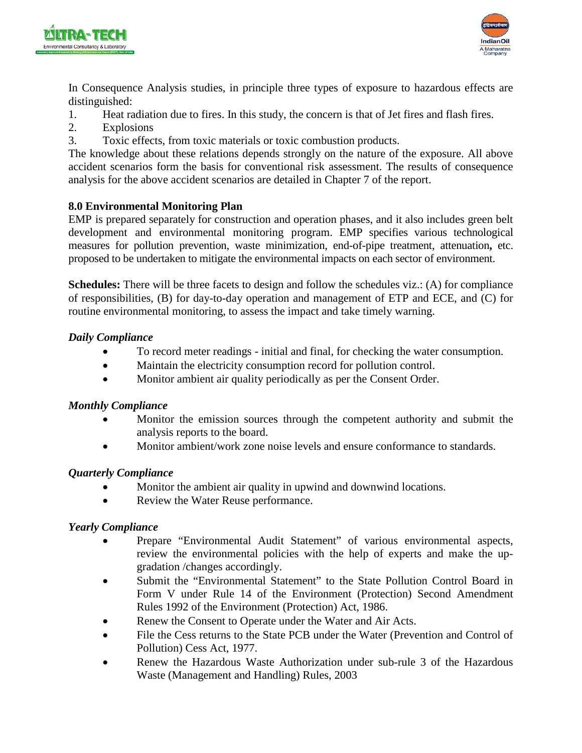In Consequence Analysis studies, in principle three types of exposure to hazardous effects are distinguished:

1. Heat radiation due to fires. In this study, the concern is that of Jet fires and flash fires.
2. Explosions
3. Toxic effects, from toxic materials or toxic combustion products.

The knowledge about these relations depends strongly on the nature of the exposure. All above accident scenarios form the basis for conventional risk assessment. The results of consequence analysis for the above accident scenarios are detailed in Chapter 7 of the report.

## 8.0 Environmental Monitoring Plan

EMP is prepared separately for construction and operation phases, and it also includes green belt development and environmental monitoring program. EMP specifies various technological measures for pollution prevention, waste minimization, end-of-pipe treatment, attenuation**,** etc. proposed to be undertaken to mitigate the environmental impacts on each sector of environment.

**Schedules:** There will be three facets to design and follow the schedules viz.: (A) for compliance of responsibilities, (B) for day-to-day operation and management of ETP and ECE, and (C) for routine environmental monitoring, to assess the impact and take timely warning.

### *Daily Compliance*

- To record meter readings - initial and final, for checking the water consumption.
- Maintain the electricity consumption record for pollution control.
- Monitor ambient air quality periodically as per the Consent Order.

### *Monthly Compliance*

- Monitor the emission sources through the competent authority and submit the analysis reports to the board.
- Monitor ambient/work zone noise levels and ensure conformance to standards.

### *Quarterly Compliance*

- Monitor the ambient air quality in upwind and downwind locations.
- Review the Water Reuse performance.

### *Yearly Compliance*

- Prepare "Environmental Audit Statement" of various environmental aspects, review the environmental policies with the help of experts and make the up-gradation /changes accordingly.
- Submit the "Environmental Statement" to the State Pollution Control Board in Form V under Rule 14 of the Environment (Protection) Second Amendment Rules 1992 of the Environment (Protection) Act, 1986.
- Renew the Consent to Operate under the Water and Air Acts.
- File the Cess returns to the State PCB under the Water (Prevention and Control of Pollution) Cess Act, 1977.
- Renew the Hazardous Waste Authorization under sub-rule 3 of the Hazardous Waste (Management and Handling) Rules, 2003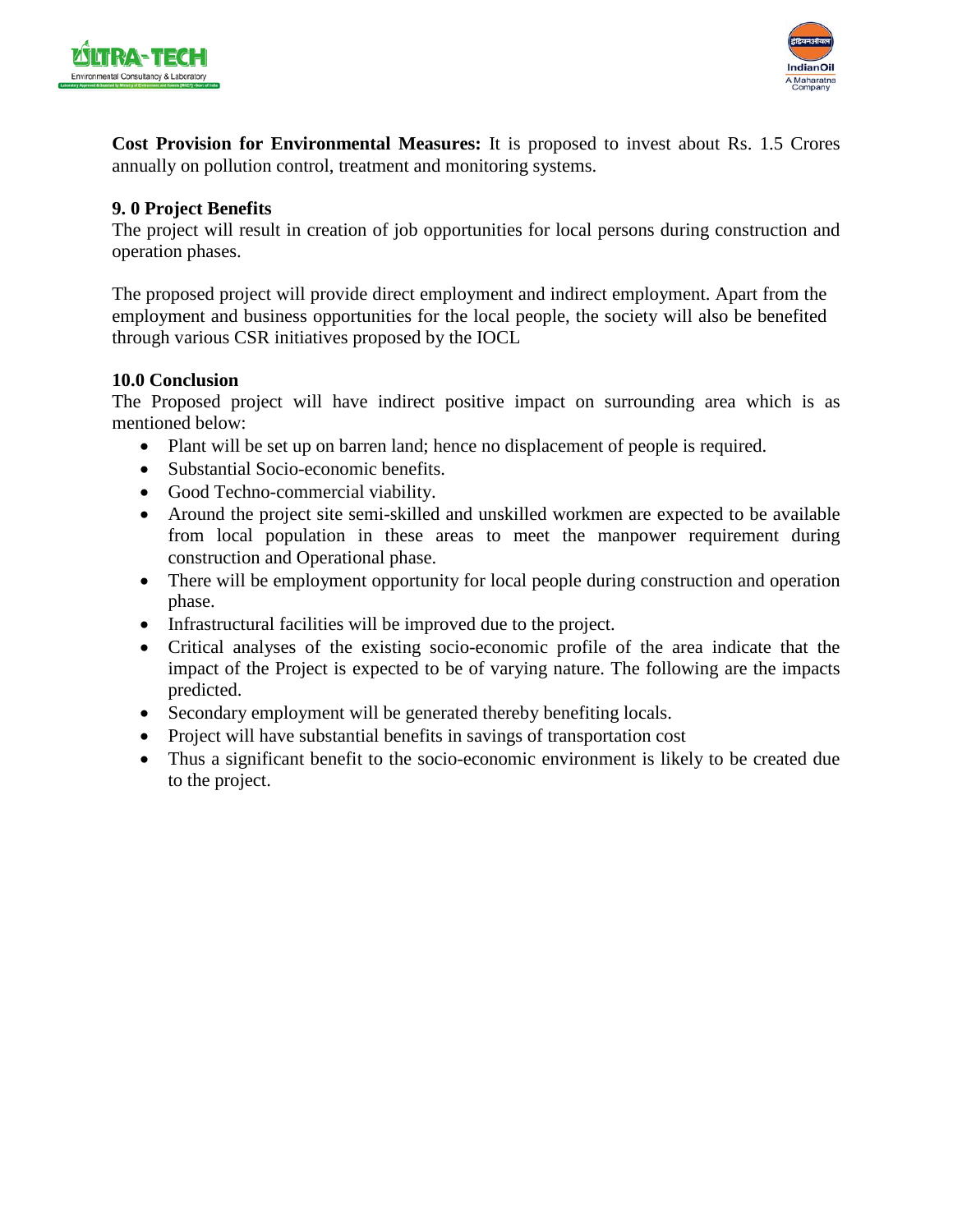**Cost Provision for Environmental Measures:** It is proposed to invest about Rs. 1.5 Crores annually on pollution control, treatment and monitoring systems.

## 9. 0 Project Benefits

The project will result in creation of job opportunities for local persons during construction and operation phases.

The proposed project will provide direct employment and indirect employment. Apart from the employment and business opportunities for the local people, the society will also be benefited through various CSR initiatives proposed by the IOCL

## 10.0 Conclusion

The Proposed project will have indirect positive impact on surrounding area which is as mentioned below:

- Plant will be set up on barren land; hence no displacement of people is required.
- Substantial Socio-economic benefits.
- Good Techno-commercial viability.
- Around the project site semi-skilled and unskilled workmen are expected to be available from local population in these areas to meet the manpower requirement during construction and Operational phase.
- There will be employment opportunity for local people during construction and operation phase.
- Infrastructural facilities will be improved due to the project.
- Critical analyses of the existing socio-economic profile of the area indicate that the impact of the Project is expected to be of varying nature. The following are the impacts predicted.
- Secondary employment will be generated thereby benefiting locals.
- Project will have substantial benefits in savings of transportation cost
- Thus a significant benefit to the socio-economic environment is likely to be created due to the project.